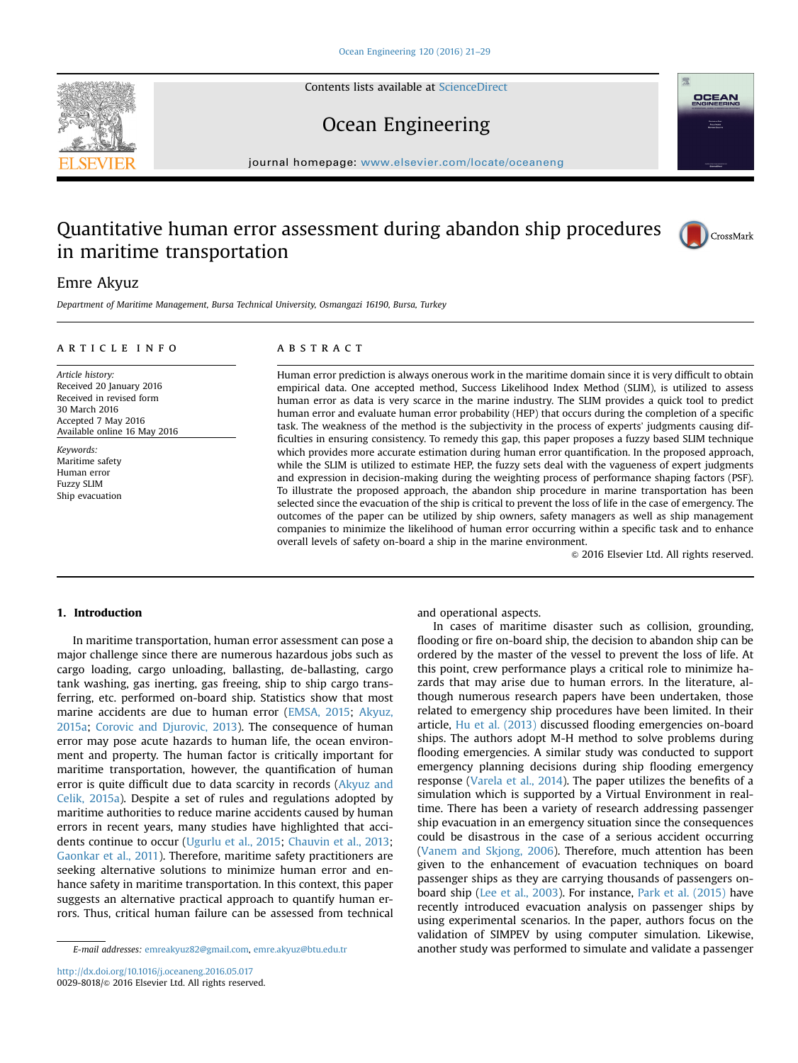# Quantitative human error assessment during abandon ship procedures in maritime transportation

Emre Akyuz

*Department of Maritime Management, Bursa Technical University, Osmangazi 16190, Bursa, Turkey*

## ARTICLE INFO

*Article history:*
Received 20 January 2016
Received in revised form
30 March 2016
Accepted 7 May 2016
Available online 16 May 2016

*Keywords:*
Maritime safety
Human error
Fuzzy SLIM
Ship evacuation

## ABSTRACT

Human error prediction is always onerous work in the maritime domain since it is very difficult to obtain empirical data. One accepted method, Success Likelihood Index Method (SLIM), is utilized to assess human error as data is very scarce in the marine industry. The SLIM provides a quick tool to predict human error and evaluate human error probability (HEP) that occurs during the completion of a specific task. The weakness of the method is the subjectivity in the process of experts' judgments causing difficulties in ensuring consistency. To remedy this gap, this paper proposes a fuzzy based SLIM technique which provides more accurate estimation during human error quantification. In the proposed approach, while the SLIM is utilized to estimate HEP, the fuzzy sets deal with the vagueness of expert judgments and expression in decision-making during the weighting process of performance shaping factors (PSF). To illustrate the proposed approach, the abandon ship procedure in marine transportation has been selected since the evacuation of the ship is critical to prevent the loss of life in the case of emergency. The outcomes of the paper can be utilized by ship owners, safety managers as well as ship management companies to minimize the likelihood of human error occurring within a specific task and to enhance overall levels of safety on-board a ship in the marine environment.

© 2016 Elsevier Ltd. All rights reserved.

## 1. Introduction

In maritime transportation, human error assessment can pose a major challenge since there are numerous hazardous jobs such as cargo loading, cargo unloading, ballasting, de-ballasting, cargo tank washing, gas inerting, gas freeing, ship to ship cargo transferring, etc. performed on-board ship. Statistics show that most marine accidents are due to human error (EMSA, 2015; Akyuz, 2015a; Corovic and Djurovic, 2013). The consequence of human error may pose acute hazards to human life, the ocean environment and property. The human factor is critically important for maritime transportation, however, the quantification of human error is quite difficult due to data scarcity in records (Akyuz and Celik, 2015a). Despite a set of rules and regulations adopted by maritime authorities to reduce marine accidents caused by human errors in recent years, many studies have highlighted that accidents continue to occur (Ugurlu et al., 2015; Chauvin et al., 2013; Gaonkar et al., 2011). Therefore, maritime safety practitioners are seeking alternative solutions to minimize human error and enhance safety in maritime transportation. In this context, this paper suggests an alternative practical approach to quantify human errors. Thus, critical human failure can be assessed from technical and operational aspects.

In cases of maritime disaster such as collision, grounding, flooding or fire on-board ship, the decision to abandon ship can be ordered by the master of the vessel to prevent the loss of life. At this point, crew performance plays a critical role to minimize hazards that may arise due to human errors. In the literature, although numerous research papers have been undertaken, those related to emergency ship procedures have been limited. In their article, Hu et al. (2013) discussed flooding emergencies on-board ships. The authors adopt M-H method to solve problems during flooding emergencies. A similar study was conducted to support emergency planning decisions during ship flooding emergency response (Varela et al., 2014). The paper utilizes the benefits of a simulation which is supported by a Virtual Environment in real-time. There has been a variety of research addressing passenger ship evacuation in an emergency situation since the consequences could be disastrous in the case of a serious accident occurring (Vanem and Skjong, 2006). Therefore, much attention has been given to the enhancement of evacuation techniques on board passenger ships as they are carrying thousands of passengers on-board ship (Lee et al., 2003). For instance, Park et al. (2015) have recently introduced evacuation analysis on passenger ships by using experimental scenarios. In the paper, authors focus on the validation of SIMPEV by using computer simulation. Likewise, another study was performed to simulate and validate a passenger

E-mail addresses: emreakyuz82@gmail.com, emre.akyuz@btu.edu.tr

http://dx.doi.org/10.1016/j.oceaneng.2016.05.017
0029-8018/© 2016 Elsevier Ltd. All rights reserved.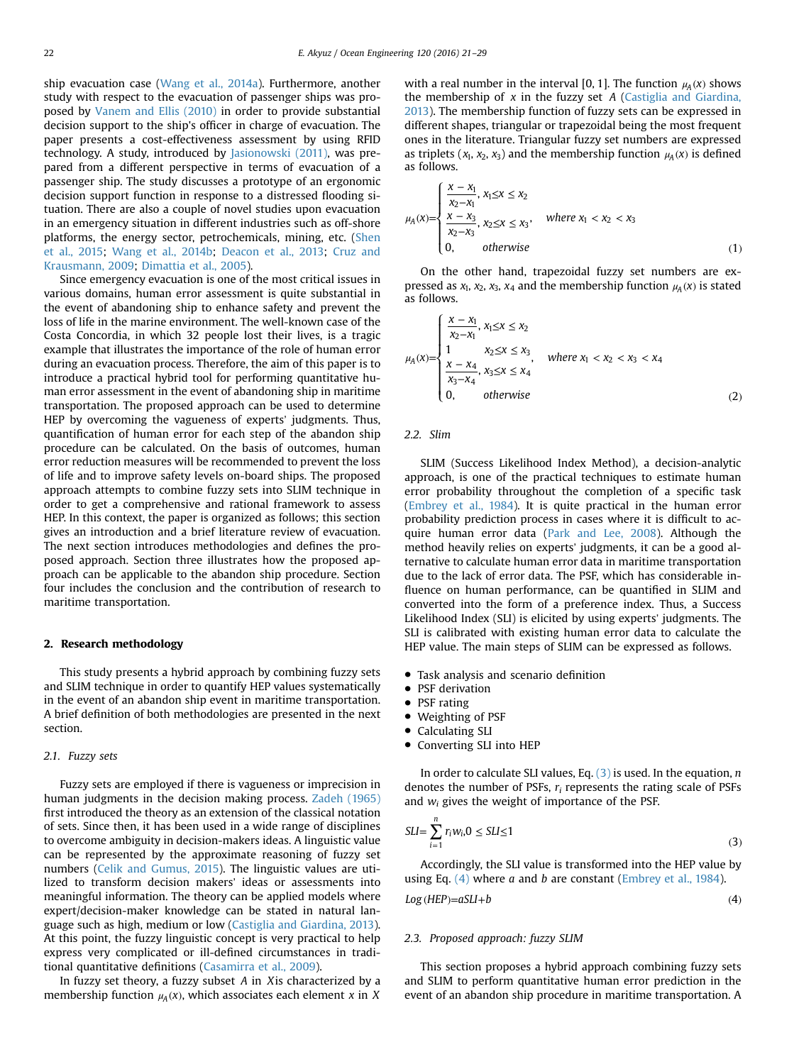ship evacuation case (Wang et al., 2014a). Furthermore, another study with respect to the evacuation of passenger ships was proposed by Vanem and Ellis (2010) in order to provide substantial decision support to the ship's officer in charge of evacuation. The paper presents a cost-effectiveness assessment by using RFID technology. A study, introduced by Jasionowski (2011), was prepared from a different perspective in terms of evacuation of a passenger ship. The study discusses a prototype of an ergonomic decision support function in response to a distressed flooding situation. There are also a couple of novel studies upon evacuation in an emergency situation in different industries such as off-shore platforms, the energy sector, petrochemicals, mining, etc. (Shen et al., 2015; Wang et al., 2014b; Deacon et al., 2013; Cruz and Krausmann, 2009; Dimattia et al., 2005).

Since emergency evacuation is one of the most critical issues in various domains, human error assessment is quite substantial in the event of abandoning ship to enhance safety and prevent the loss of life in the marine environment. The well-known case of the Costa Concordia, in which 32 people lost their lives, is a tragic example that illustrates the importance of the role of human error during an evacuation process. Therefore, the aim of this paper is to introduce a practical hybrid tool for performing quantitative human error assessment in the event of abandoning ship in maritime transportation. The proposed approach can be used to determine HEP by overcoming the vagueness of experts' judgments. Thus, quantification of human error for each step of the abandon ship procedure can be calculated. On the basis of outcomes, human error reduction measures will be recommended to prevent the loss of life and to improve safety levels on-board ships. The proposed approach attempts to combine fuzzy sets into SLIM technique in order to get a comprehensive and rational framework to assess HEP. In this context, the paper is organized as follows; this section gives an introduction and a brief literature review of evacuation. The next section introduces methodologies and defines the proposed approach. Section three illustrates how the proposed approach can be applicable to the abandon ship procedure. Section four includes the conclusion and the contribution of research to maritime transportation.

## 2. Research methodology

This study presents a hybrid approach by combining fuzzy sets and SLIM technique in order to quantify HEP values systematically in the event of an abandon ship event in maritime transportation. A brief definition of both methodologies are presented in the next section.

### 2.1. Fuzzy sets

Fuzzy sets are employed if there is vagueness or imprecision in human judgments in the decision making process. Zadeh (1965) first introduced the theory as an extension of the classical notation of sets. Since then, it has been used in a wide range of disciplines to overcome ambiguity in decision-makers ideas. A linguistic value can be represented by the approximate reasoning of fuzzy set numbers (Celik and Gumus, 2015). The linguistic values are utilized to transform decision makers' ideas or assessments into meaningful information. The theory can be applied models where expert/decision-maker knowledge can be stated in natural language such as high, medium or low (Castiglia and Giardina, 2013). At this point, the fuzzy linguistic concept is very practical to help express very complicated or ill-defined circumstances in traditional quantitative definitions (Casamirra et al., 2009).

In fuzzy set theory, a fuzzy subset $A$ in $X$ is characterized by a membership function $\mu_A(x)$, which associates each element $x$ in $X$ with a real number in the interval [0, 1]. The function $\mu_A(x)$ shows the membership of $x$ in the fuzzy set $A$ (Castiglia and Giardina, 2013). The membership function of fuzzy sets can be expressed in different shapes, triangular or trapezoidal being the most frequent ones in the literature. Triangular fuzzy set numbers are expressed as triplets ($x_1$, $x_2$, $x_3$) and the membership function $\mu_A(x)$ is defined as follows.

$$\mu_A(x)=\begin{cases} \dfrac{x-x_1}{x_2-x_1}, & x_1 \le x \le x_2 \\ \dfrac{x-x_3}{x_2-x_3}, & x_2 \le x \le x_3, \\ 0, & otherwise \end{cases} \quad where\ x_1 < x_2 < x_3 \tag{1}$$

On the other hand, trapezoidal fuzzy set numbers are expressed as $x_1$, $x_2$, $x_3$, $x_4$ and the membership function $\mu_A(x)$ is stated as follows.

$$\mu_A(x)=\begin{cases} \dfrac{x-x_1}{x_2-x_1}, & x_1 \le x \le x_2 \\ 1 & x_2 \le x \le x_3 \\ \dfrac{x-x_4}{x_3-x_4}, & x_3 \le x \le x_4 \\ 0, & otherwise \end{cases}, \quad where\ x_1 < x_2 < x_3 < x_4 \tag{2}$$

### 2.2. Slim

SLIM (Success Likelihood Index Method), a decision-analytic approach, is one of the practical techniques to estimate human error probability throughout the completion of a specific task (Embrey et al., 1984). It is quite practical in the human error probability prediction process in cases where it is difficult to acquire human error data (Park and Lee, 2008). Although the method heavily relies on experts' judgments, it can be a good alternative to calculate human error data in maritime transportation due to the lack of error data. The PSF, which has considerable influence on human performance, can be quantified in SLIM and converted into the form of a preference index. Thus, a Success Likelihood Index (SLI) is elicited by using experts' judgments. The SLI is calibrated with existing human error data to calculate the HEP value. The main steps of SLIM can be expressed as follows.

- Task analysis and scenario definition
- PSF derivation
- PSF rating
- Weighting of PSF
- Calculating SLI
- Converting SLI into HEP

In order to calculate SLI values, Eq. (3) is used. In the equation, $n$ denotes the number of PSFs, $r_i$ represents the rating scale of PSFs and $w_i$ gives the weight of importance of the PSF.

$$SLI=\sum_{i=1}^{n} r_i w_i, 0 \le SLI \le 1 \tag{3}$$

Accordingly, the SLI value is transformed into the HEP value by using Eq. (4) where $a$ and $b$ are constant (Embrey et al., 1984).

$$Log\,(HEP)=aSLI+b \tag{4}$$

### 2.3. Proposed approach: fuzzy SLIM

This section proposes a hybrid approach combining fuzzy sets and SLIM to perform quantitative human error prediction in the event of an abandon ship procedure in maritime transportation. A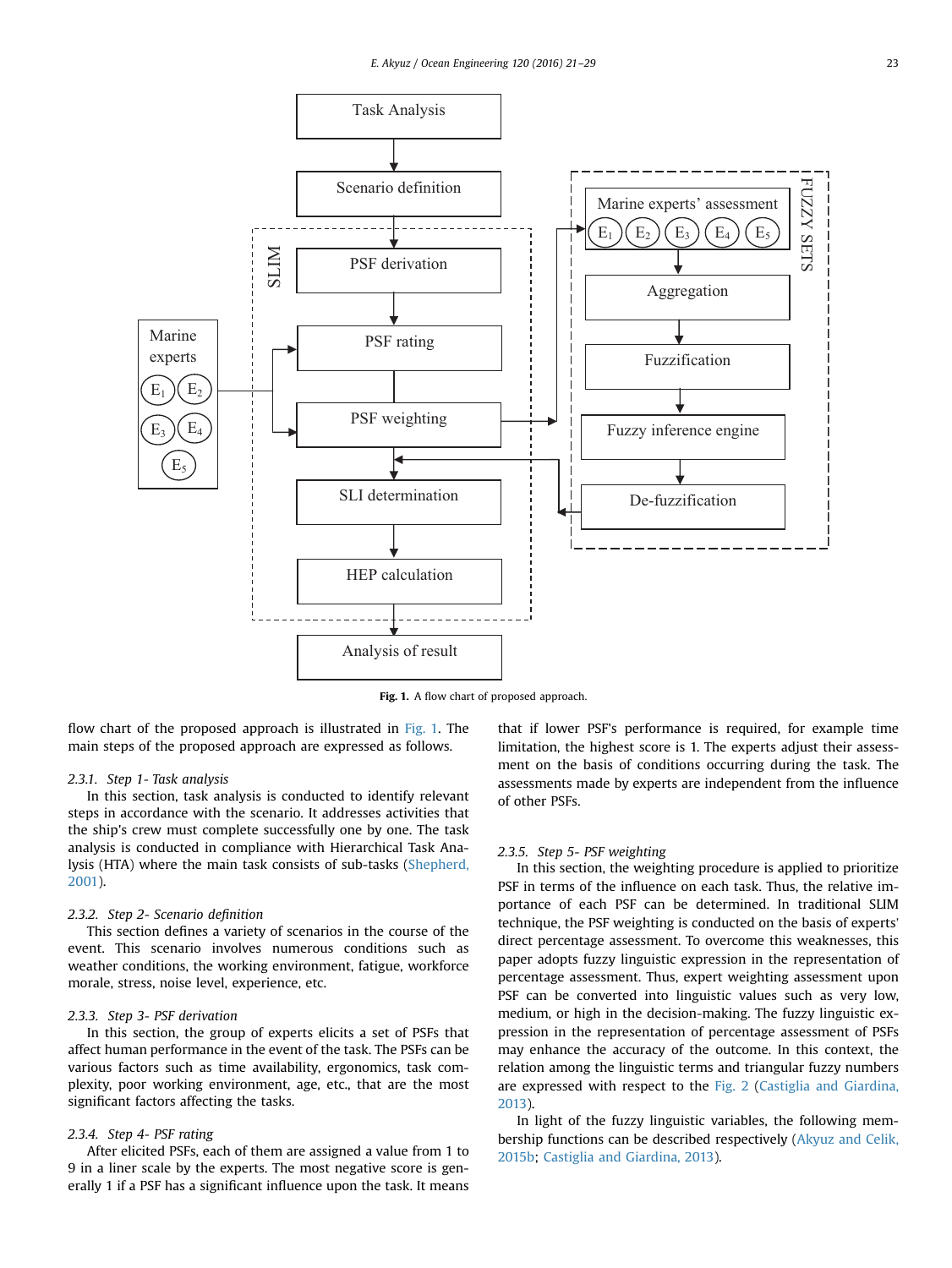Fig. 1. A flow chart of proposed approach.

flow chart of the proposed approach is illustrated in Fig. 1. The main steps of the proposed approach are expressed as follows.

#### 2.3.1. Step 1- Task analysis

In this section, task analysis is conducted to identify relevant steps in accordance with the scenario. It addresses activities that the ship's crew must complete successfully one by one. The task analysis is conducted in compliance with Hierarchical Task Analysis (HTA) where the main task consists of sub-tasks (Shepherd, 2001).

#### 2.3.2. Step 2- Scenario definition

This section defines a variety of scenarios in the course of the event. This scenario involves numerous conditions such as weather conditions, the working environment, fatigue, workforce morale, stress, noise level, experience, etc.

#### 2.3.3. Step 3- PSF derivation

In this section, the group of experts elicits a set of PSFs that affect human performance in the event of the task. The PSFs can be various factors such as time availability, ergonomics, task complexity, poor working environment, age, etc., that are the most significant factors affecting the tasks.

#### 2.3.4. Step 4- PSF rating

After elicited PSFs, each of them are assigned a value from 1 to 9 in a liner scale by the experts. The most negative score is generally 1 if a PSF has a significant influence upon the task. It means that if lower PSF's performance is required, for example time limitation, the highest score is 1. The experts adjust their assessment on the basis of conditions occurring during the task. The assessments made by experts are independent from the influence of other PSFs.

#### 2.3.5. Step 5- PSF weighting

In this section, the weighting procedure is applied to prioritize PSF in terms of the influence on each task. Thus, the relative importance of each PSF can be determined. In traditional SLIM technique, the PSF weighting is conducted on the basis of experts' direct percentage assessment. To overcome this weaknesses, this paper adopts fuzzy linguistic expression in the representation of percentage assessment. Thus, expert weighting assessment upon PSF can be converted into linguistic values such as very low, medium, or high in the decision-making. The fuzzy linguistic expression in the representation of percentage assessment of PSFs may enhance the accuracy of the outcome. In this context, the relation among the linguistic terms and triangular fuzzy numbers are expressed with respect to the Fig. 2 (Castiglia and Giardina, 2013).

In light of the fuzzy linguistic variables, the following membership functions can be described respectively (Akyuz and Celik, 2015b; Castiglia and Giardina, 2013).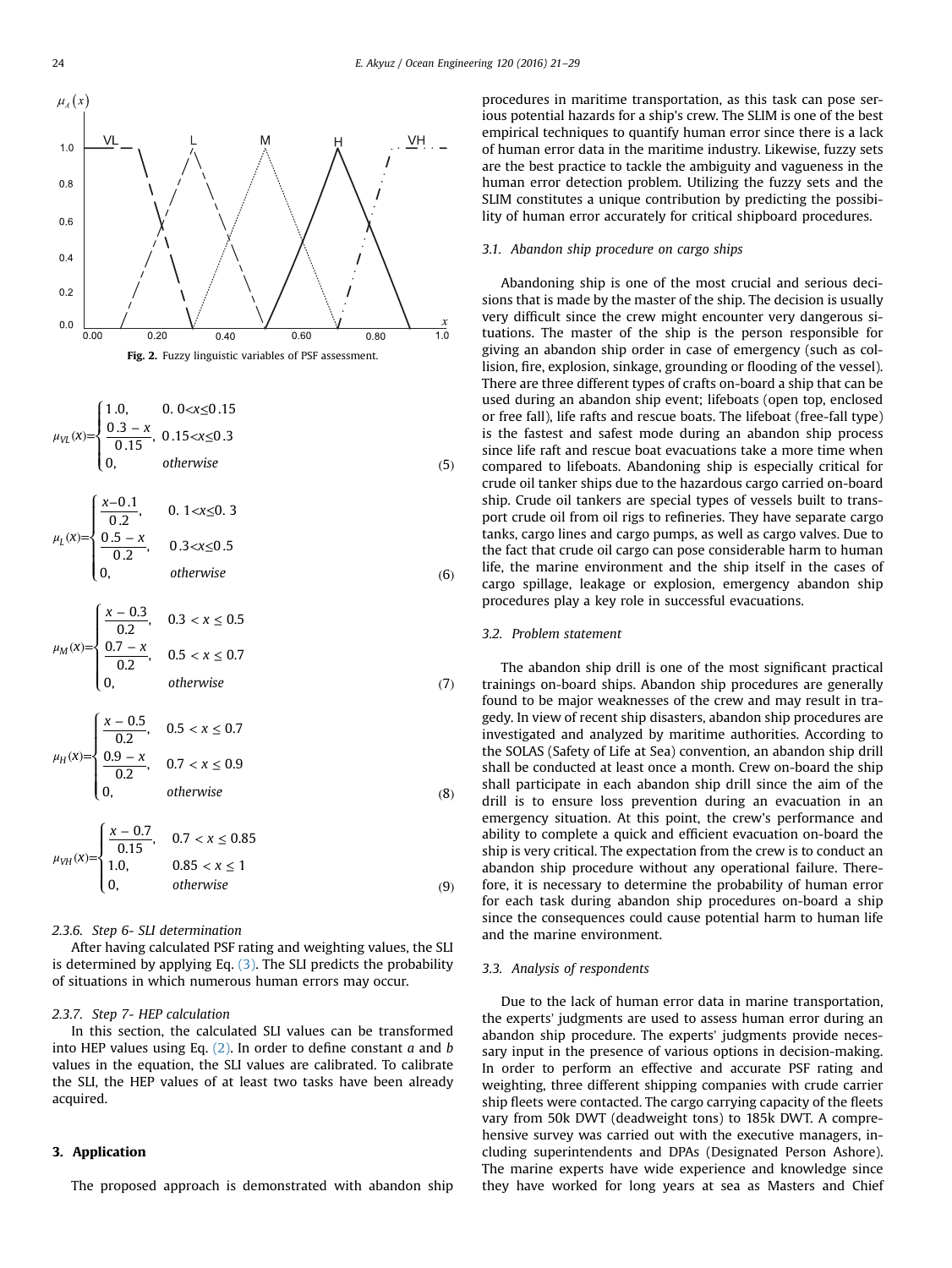$\mu_A(x)$

VL L M H VH

1.0
0.8
0.6
0.4
0.2
0.0

0.00 0.20 0.40 0.60 0.80 1.0

$x$

**Fig. 2.** Fuzzy linguistic variables of PSF assessment.

$$\mu_{VL}(x)=\begin{cases} 1.0, & 0.0<x\le 0.15 \\ \dfrac{0.3-x}{0.15}, & 0.15<x\le 0.3 \\ 0, & otherwise \end{cases} \tag{5}$$

$$\mu_{L}(x)=\begin{cases} \dfrac{x-0.1}{0.2}, & 0.1<x\le 0.3 \\ \dfrac{0.5-x}{0.2}, & 0.3<x\le 0.5 \\ 0, & otherwise \end{cases} \tag{6}$$

$$\mu_{M}(x)=\begin{cases} \dfrac{x-0.3}{0.2}, & 0.3<x\le 0.5 \\ \dfrac{0.7-x}{0.2}, & 0.5<x\le 0.7 \\ 0, & otherwise \end{cases} \tag{7}$$

$$\mu_{H}(x)=\begin{cases} \dfrac{x-0.5}{0.2}, & 0.5<x\le 0.7 \\ \dfrac{0.9-x}{0.2}, & 0.7<x\le 0.9 \\ 0, & otherwise \end{cases} \tag{8}$$

$$\mu_{VH}(x)=\begin{cases} \dfrac{x-0.7}{0.15}, & 0.7<x\le 0.85 \\ 1.0, & 0.85<x\le 1 \\ 0, & otherwise \end{cases} \tag{9}$$

#### 2.3.6. Step 6- SLI determination

After having calculated PSF rating and weighting values, the SLI is determined by applying Eq. (3). The SLI predicts the probability of situations in which numerous human errors may occur.

#### 2.3.7. Step 7- HEP calculation

In this section, the calculated SLI values can be transformed into HEP values using Eq. (2). In order to define constant $a$ and $b$ values in the equation, the SLI values are calibrated. To calibrate the SLI, the HEP values of at least two tasks have been already acquired.

## 3. Application

The proposed approach is demonstrated with abandon ship procedures in maritime transportation, as this task can pose serious potential hazards for a ship's crew. The SLIM is one of the best empirical techniques to quantify human error since there is a lack of human error data in the maritime industry. Likewise, fuzzy sets are the best practice to tackle the ambiguity and vagueness in the human error detection problem. Utilizing the fuzzy sets and the SLIM constitutes a unique contribution by predicting the possibility of human error accurately for critical shipboard procedures.

### 3.1. Abandon ship procedure on cargo ships

Abandoning ship is one of the most crucial and serious decisions that is made by the master of the ship. The decision is usually very difficult since the crew might encounter very dangerous situations. The master of the ship is the person responsible for giving an abandon ship order in case of emergency (such as collision, fire, explosion, sinkage, grounding or flooding of the vessel). There are three different types of crafts on-board a ship that can be used during an abandon ship event; lifeboats (open top, enclosed or free fall), life rafts and rescue boats. The lifeboat (free-fall type) is the fastest and safest mode during an abandon ship process since life raft and rescue boat evacuations take a more time when compared to lifeboats. Abandoning ship is especially critical for crude oil tanker ships due to the hazardous cargo carried on-board ship. Crude oil tankers are special types of vessels built to transport crude oil from oil rigs to refineries. They have separate cargo tanks, cargo lines and cargo pumps, as well as cargo valves. Due to the fact that crude oil cargo can pose considerable harm to human life, the marine environment and the ship itself in the cases of cargo spillage, leakage or explosion, emergency abandon ship procedures play a key role in successful evacuations.

### 3.2. Problem statement

The abandon ship drill is one of the most significant practical trainings on-board ships. Abandon ship procedures are generally found to be major weaknesses of the crew and may result in tragedy. In view of recent ship disasters, abandon ship procedures are investigated and analyzed by maritime authorities. According to the SOLAS (Safety of Life at Sea) convention, an abandon ship drill shall be conducted at least once a month. Crew on-board the ship shall participate in each abandon ship drill since the aim of the drill is to ensure loss prevention during an evacuation in an emergency situation. At this point, the crew's performance and ability to complete a quick and efficient evacuation on-board the ship is very critical. The expectation from the crew is to conduct an abandon ship procedure without any operational failure. Therefore, it is necessary to determine the probability of human error for each task during abandon ship procedures on-board a ship since the consequences could cause potential harm to human life and the marine environment.

### 3.3. Analysis of respondents

Due to the lack of human error data in marine transportation, the experts' judgments are used to assess human error during an abandon ship procedure. The experts' judgments provide necessary input in the presence of various options in decision-making. In order to perform an effective and accurate PSF rating and weighting, three different shipping companies with crude carrier ship fleets were contacted. The cargo carrying capacity of the fleets vary from 50k DWT (deadweight tons) to 185k DWT. A comprehensive survey was carried out with the executive managers, including superintendents and DPAs (Designated Person Ashore). The marine experts have wide experience and knowledge since they have worked for long years at sea as Masters and Chief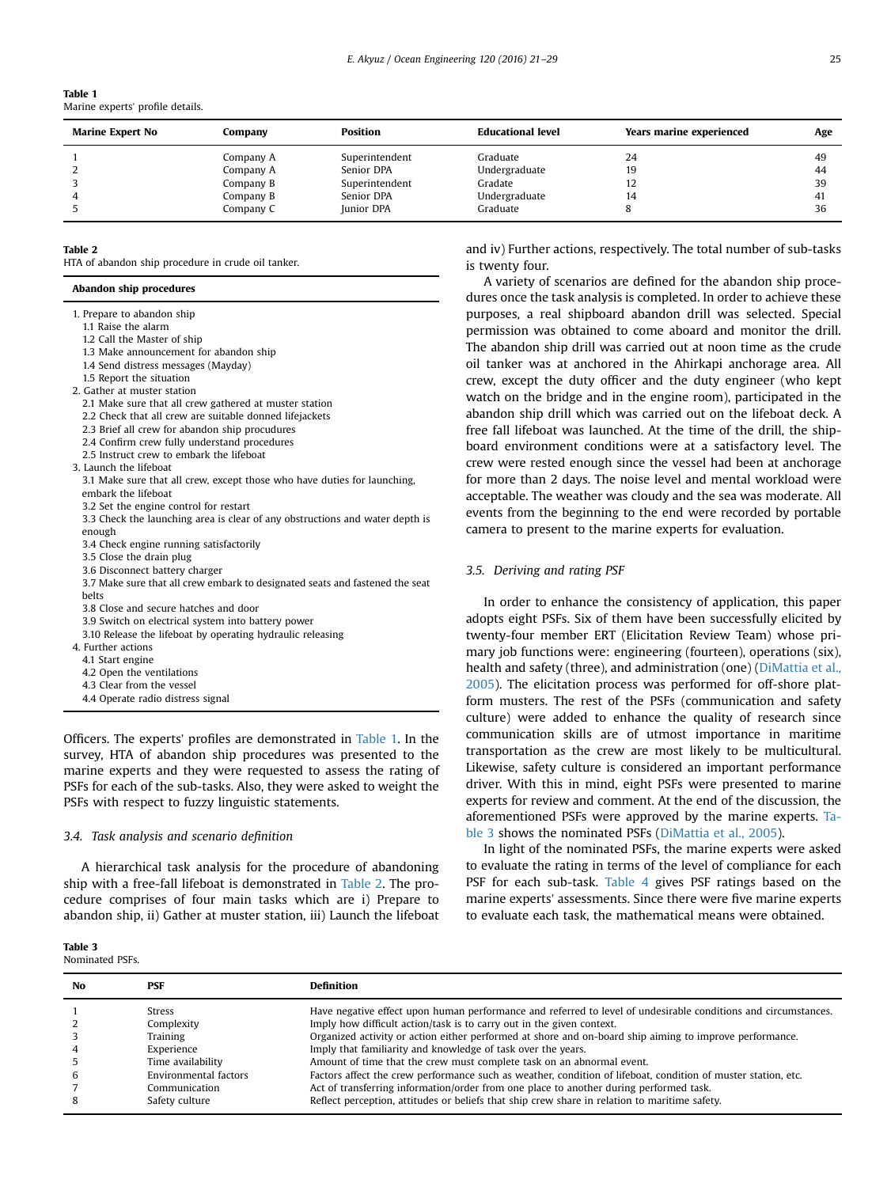**Table 1**
Marine experts' profile details.

| Marine Expert No | Company | Position | Educational level | Years marine experienced | Age |
|---|---|---|---|---|---|
| 1 | Company A | Superintendent | Graduate | 24 | 49 |
| 2 | Company A | Senior DPA | Undergraduate | 19 | 44 |
| 3 | Company B | Superintendent | Gradate | 12 | 39 |
| 4 | Company B | Senior DPA | Undergraduate | 14 | 41 |
| 5 | Company C | Junior DPA | Graduate | 8 | 36 |

**Table 2**
HTA of abandon ship procedure in crude oil tanker.

| Abandon ship procedures |
|---|
| 1. Prepare to abandon ship |
| 1.1 Raise the alarm |
| 1.2 Call the Master of ship |
| 1.3 Make announcement for abandon ship |
| 1.4 Send distress messages (Mayday) |
| 1.5 Report the situation |
| 2. Gather at muster station |
| 2.1 Make sure that all crew gathered at muster station |
| 2.2 Check that all crew are suitable donned lifejackets |
| 2.3 Brief all crew for abandon ship procudures |
| 2.4 Confirm crew fully understand procedures |
| 2.5 Instruct crew to embark the lifeboat |
| 3. Launch the lifeboat |
| 3.1 Make sure that all crew, except those who have duties for launching, embark the lifeboat |
| 3.2 Set the engine control for restart |
| 3.3 Check the launching area is clear of any obstructions and water depth is enough |
| 3.4 Check engine running satisfactorily |
| 3.5 Close the drain plug |
| 3.6 Disconnect battery charger |
| 3.7 Make sure that all crew embark to designated seats and fastened the seat belts |
| 3.8 Close and secure hatches and door |
| 3.9 Switch on electrical system into battery power |
| 3.10 Release the lifeboat by operating hydraulic releasing |
| 4. Further actions |
| 4.1 Start engine |
| 4.2 Open the ventilations |
| 4.3 Clear from the vessel |
| 4.4 Operate radio distress signal |

Officers. The experts' profiles are demonstrated in Table 1. In the survey, HTA of abandon ship procedures was presented to the marine experts and they were requested to assess the rating of PSFs for each of the sub-tasks. Also, they were asked to weight the PSFs with respect to fuzzy linguistic statements.

### 3.4. Task analysis and scenario definition

A hierarchical task analysis for the procedure of abandoning ship with a free-fall lifeboat is demonstrated in Table 2. The procedure comprises of four main tasks which are i) Prepare to abandon ship, ii) Gather at muster station, iii) Launch the lifeboat and iv) Further actions, respectively. The total number of sub-tasks is twenty four.

A variety of scenarios are defined for the abandon ship procedures once the task analysis is completed. In order to achieve these purposes, a real shipboard abandon drill was selected. Special permission was obtained to come aboard and monitor the drill. The abandon ship drill was carried out at noon time as the crude oil tanker was at anchored in the Ahirkapi anchorage area. All crew, except the duty officer and the duty engineer (who kept watch on the bridge and in the engine room), participated in the abandon ship drill which was carried out on the lifeboat deck. A free fall lifeboat was launched. At the time of the drill, the shipboard environment conditions were at a satisfactory level. The crew were rested enough since the vessel had been at anchorage for more than 2 days. The noise level and mental workload were acceptable. The weather was cloudy and the sea was moderate. All events from the beginning to the end were recorded by portable camera to present to the marine experts for evaluation.

### 3.5. Deriving and rating PSF

In order to enhance the consistency of application, this paper adopts eight PSFs. Six of them have been successfully elicited by twenty-four member ERT (Elicitation Review Team) whose primary job functions were: engineering (fourteen), operations (six), health and safety (three), and administration (one) (DiMattia et al., 2005). The elicitation process was performed for off-shore platform musters. The rest of the PSFs (communication and safety culture) were added to enhance the quality of research since communication skills are of utmost importance in maritime transportation as the crew are most likely to be multicultural. Likewise, safety culture is considered an important performance driver. With this in mind, eight PSFs were presented to marine experts for review and comment. At the end of the discussion, the aforementioned PSFs were approved by the marine experts. Table 3 shows the nominated PSFs (DiMattia et al., 2005).

In light of the nominated PSFs, the marine experts were asked to evaluate the rating in terms of the level of compliance for each PSF for each sub-task. Table 4 gives PSF ratings based on the marine experts' assessments. Since there were five marine experts to evaluate each task, the mathematical means were obtained.

**Table 3**
Nominated PSFs.

| No | PSF | Definition |
|---|---|---|
| 1 | Stress | Have negative effect upon human performance and referred to level of undesirable conditions and circumstances. |
| 2 | Complexity | Imply how difficult action/task is to carry out in the given context. |
| 3 | Training | Organized activity or action either performed at shore and on-board ship aiming to improve performance. |
| 4 | Experience | Imply that familiarity and knowledge of task over the years. |
| 5 | Time availability | Amount of time that the crew must complete task on an abnormal event. |
| 6 | Environmental factors | Factors affect the crew performance such as weather, condition of lifeboat, condition of muster station, etc. |
| 7 | Communication | Act of transferring information/order from one place to another during performed task. |
| 8 | Safety culture | Reflect perception, attitudes or beliefs that ship crew share in relation to maritime safety. |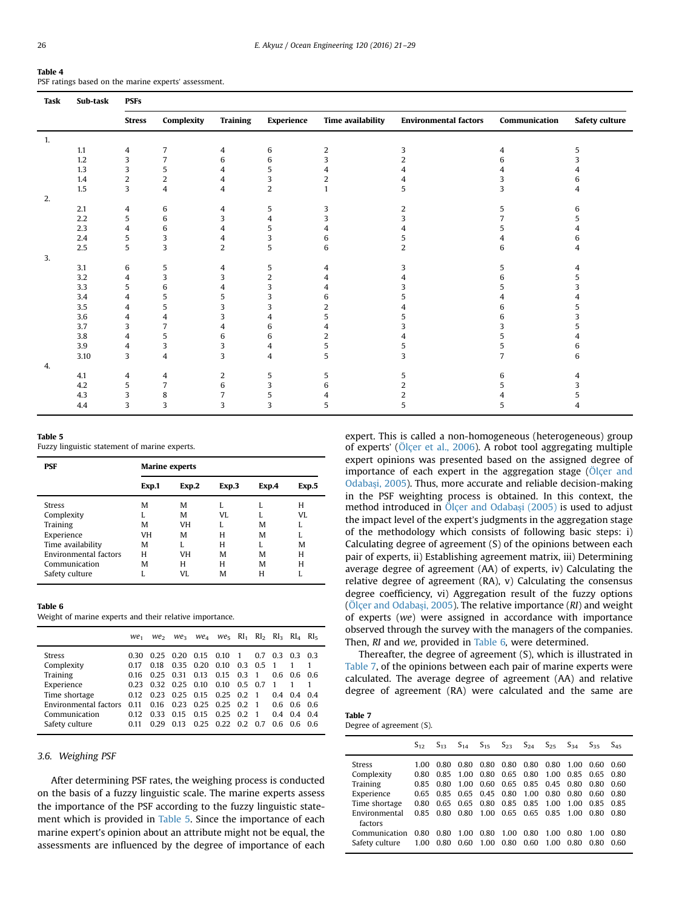**Table 4**
PSF ratings based on the marine experts' assessment.

| Task | Sub-task | PSFs | | | | | | | |
|---|---|---|---|---|---|---|---|---|---|
| | | Stress | Complexity | Training | Experience | Time availability | Environmental factors | Communication | Safety culture |
| 1. | | | | | | | | | |
| | 1.1 | 4 | 7 | 4 | 6 | 2 | 3 | 4 | 5 |
| | 1.2 | 3 | 7 | 6 | 6 | 3 | 2 | 6 | 3 |
| | 1.3 | 3 | 5 | 4 | 5 | 4 | 4 | 4 | 4 |
| | 1.4 | 2 | 2 | 4 | 3 | 2 | 4 | 3 | 6 |
| | 1.5 | 3 | 4 | 4 | 2 | 1 | 5 | 3 | 4 |
| 2. | | | | | | | | | |
| | 2.1 | 4 | 6 | 4 | 5 | 3 | 2 | 5 | 6 |
| | 2.2 | 5 | 6 | 3 | 4 | 3 | 3 | 7 | 5 |
| | 2.3 | 4 | 6 | 4 | 5 | 4 | 4 | 5 | 4 |
| | 2.4 | 5 | 3 | 4 | 3 | 6 | 5 | 4 | 6 |
| | 2.5 | 5 | 3 | 2 | 5 | 6 | 2 | 6 | 4 |
| 3. | | | | | | | | | |
| | 3.1 | 6 | 5 | 4 | 5 | 4 | 3 | 5 | 4 |
| | 3.2 | 4 | 3 | 3 | 2 | 4 | 4 | 6 | 5 |
| | 3.3 | 5 | 6 | 4 | 3 | 4 | 3 | 5 | 3 |
| | 3.4 | 4 | 5 | 5 | 3 | 6 | 5 | 4 | 4 |
| | 3.5 | 4 | 5 | 3 | 3 | 2 | 4 | 6 | 5 |
| | 3.6 | 4 | 4 | 3 | 4 | 5 | 5 | 6 | 3 |
| | 3.7 | 3 | 7 | 4 | 6 | 4 | 3 | 3 | 5 |
| | 3.8 | 4 | 5 | 6 | 6 | 2 | 4 | 5 | 4 |
| | 3.9 | 4 | 3 | 3 | 4 | 5 | 5 | 5 | 6 |
| | 3.10 | 3 | 4 | 3 | 4 | 5 | 3 | 7 | 6 |
| 4. | | | | | | | | | |
| | 4.1 | 4 | 4 | 2 | 5 | 5 | 5 | 6 | 4 |
| | 4.2 | 5 | 7 | 6 | 3 | 6 | 2 | 5 | 3 |
| | 4.3 | 3 | 8 | 7 | 5 | 4 | 2 | 4 | 5 |
| | 4.4 | 3 | 3 | 3 | 3 | 5 | 5 | 5 | 4 |

**Table 5**
Fuzzy linguistic statement of marine experts.

| PSF | Marine experts | | | | |
|---|---|---|---|---|---|
| | Exp.1 | Exp.2 | Exp.3 | Exp.4 | Exp.5 |
| Stress | M | M | L | L | H |
| Complexity | L | M | VL | L | VL |
| Training | M | VH | L | M | L |
| Experience | VH | M | H | M | L |
| Time availability | M | L | H | L | M |
| Environmental factors | H | VH | M | M | H |
| Communication | M | H | H | M | H |
| Safety culture | L | VL | M | H | L |

**Table 6**
Weight of marine experts and their relative importance.

| | $we_1$ | $we_2$ | $we_3$ | $we_4$ | $we_5$ | $RI_1$ | $RI_2$ | $RI_3$ | $RI_4$ | $RI_5$ |
|---|---|---|---|---|---|---|---|---|---|---|
| Stress | 0.30 | 0.25 | 0.20 | 0.15 | 0.10 | 1 | 0.7 | 0.3 | 0.3 | 0.3 |
| Complexity | 0.17 | 0.18 | 0.35 | 0.20 | 0.10 | 0.3 | 0.5 | 1 | 1 | 1 |
| Training | 0.16 | 0.25 | 0.31 | 0.13 | 0.15 | 0.3 | 1 | 0.6 | 0.6 | 0.6 |
| Experience | 0.23 | 0.32 | 0.25 | 0.10 | 0.10 | 0.5 | 0.7 | 1 | 1 | 1 |
| Time shortage | 0.12 | 0.23 | 0.25 | 0.15 | 0.25 | 0.2 | 1 | 0.4 | 0.4 | 0.4 |
| Environmental factors | 0.11 | 0.16 | 0.23 | 0.25 | 0.25 | 0.2 | 1 | 0.6 | 0.6 | 0.6 |
| Communication | 0.12 | 0.33 | 0.15 | 0.15 | 0.25 | 0.2 | 1 | 0.4 | 0.4 | 0.4 |
| Safety culture | 0.11 | 0.29 | 0.13 | 0.25 | 0.22 | 0.2 | 0.7 | 0.6 | 0.6 | 0.6 |

### 3.6. Weighing PSF

After determining PSF rates, the weighing process is conducted on the basis of a fuzzy linguistic scale. The marine experts assess the importance of the PSF according to the fuzzy linguistic statement which is provided in Table 5. Since the importance of each marine expert's opinion about an attribute might not be equal, the assessments are influenced by the degree of importance of each expert. This is called a non-homogeneous (heterogeneous) group of experts' (Ölçer et al., 2006). A robot tool aggregating multiple expert opinions was presented based on the assigned degree of importance of each expert in the aggregation stage (Ölçer and Odabaşi, 2005). Thus, more accurate and reliable decision-making in the PSF weighting process is obtained. In this context, the method introduced in Ölçer and Odabaşi (2005) is used to adjust the impact level of the expert's judgments in the aggregation stage of the methodology which consists of following basic steps: i) Calculating degree of agreement (S) of the opinions between each pair of experts, ii) Establishing agreement matrix, iii) Determining average degree of agreement (AA) of experts, iv) Calculating the relative degree of agreement (RA), v) Calculating the consensus degree coefficiency, vi) Aggregation result of the fuzzy options (Ölçer and Odabaşi, 2005). The relative importance (*RI*) and weight of experts (*we*) were assigned in accordance with importance observed through the survey with the managers of the companies. Then, *RI* and *we*, provided in Table 6, were determined.

Thereafter, the degree of agreement (S), which is illustrated in Table 7, of the opinions between each pair of marine experts were calculated. The average degree of agreement (AA) and relative degree of agreement (RA) were calculated and the same are

**Table 7**
Degree of agreement (S).

| | $S_{12}$ | $S_{13}$ | $S_{14}$ | $S_{15}$ | $S_{23}$ | $S_{24}$ | $S_{25}$ | $S_{34}$ | $S_{35}$ | $S_{45}$ |
|---|---|---|---|---|---|---|---|---|---|---|
| Stress | 1.00 | 0.80 | 0.80 | 0.80 | 0.80 | 0.80 | 0.80 | 1.00 | 0.60 | 0.60 |
| Complexity | 0.80 | 0.85 | 1.00 | 0.80 | 0.65 | 0.80 | 1.00 | 0.85 | 0.65 | 0.80 |
| Training | 0.85 | 0.80 | 1.00 | 0.60 | 0.65 | 0.85 | 0.45 | 0.80 | 0.80 | 0.60 |
| Experience | 0.65 | 0.85 | 0.65 | 0.45 | 0.80 | 1.00 | 0.80 | 0.80 | 0.60 | 0.80 |
| Time shortage | 0.80 | 0.65 | 0.65 | 0.80 | 0.85 | 0.85 | 1.00 | 1.00 | 0.85 | 0.85 |
| Environmental factors | 0.85 | 0.80 | 0.80 | 1.00 | 0.65 | 0.65 | 0.85 | 1.00 | 0.80 | 0.80 |
| Communication | 0.80 | 0.80 | 1.00 | 0.80 | 1.00 | 0.80 | 1.00 | 0.80 | 1.00 | 0.80 |
| Safety culture | 1.00 | 0.80 | 0.60 | 1.00 | 0.80 | 0.60 | 1.00 | 0.80 | 0.80 | 0.60 |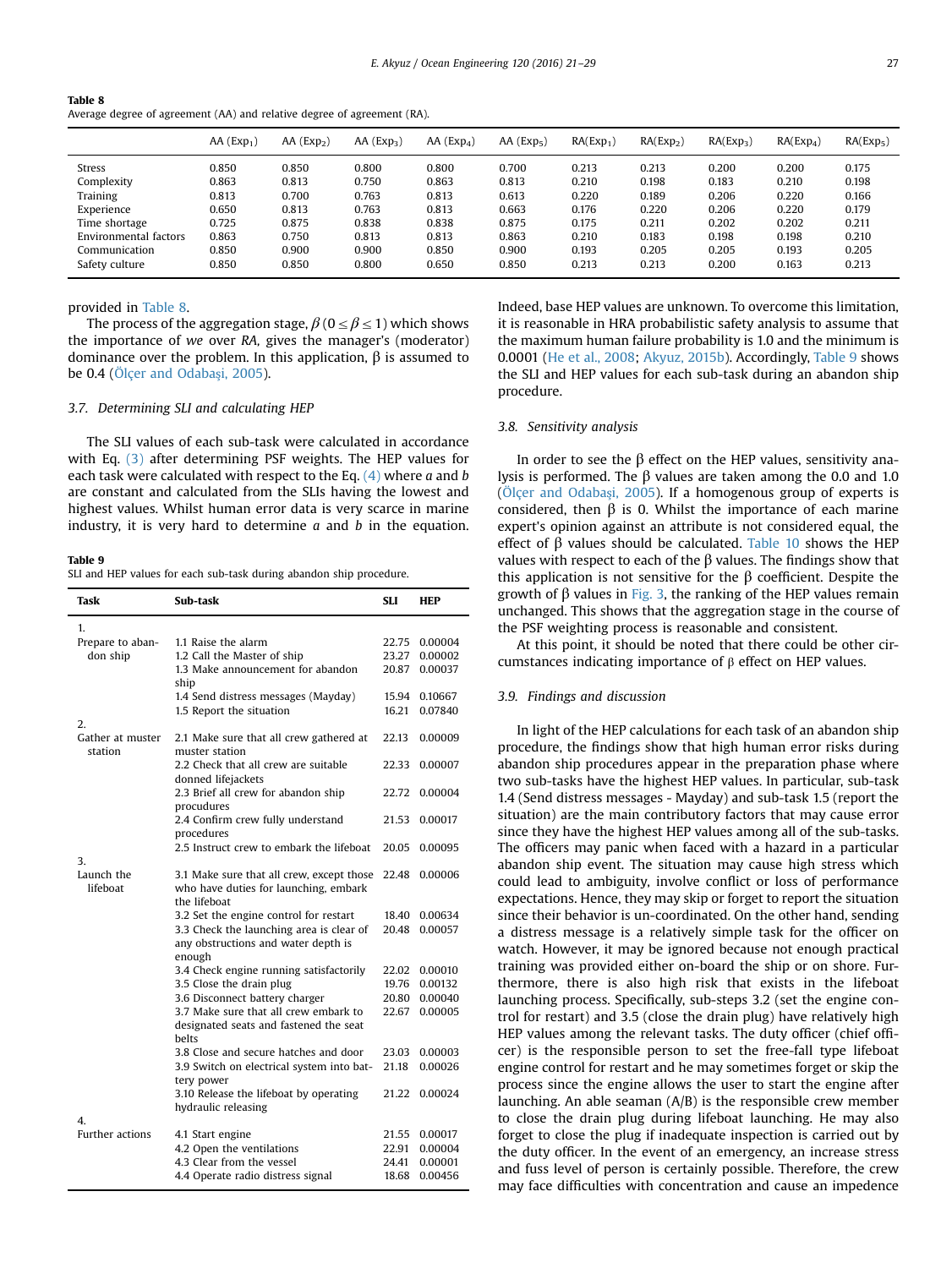**Table 8**
Average degree of agreement (AA) and relative degree of agreement (RA).

| | AA ($Exp_1$) | AA ($Exp_2$) | AA ($Exp_3$) | AA ($Exp_4$) | AA ($Exp_5$) | RA($Exp_1$) | RA($Exp_2$) | RA($Exp_3$) | RA($Exp_4$) | RA($Exp_5$) |
|---|---|---|---|---|---|---|---|---|---|---|
| Stress | 0.850 | 0.850 | 0.800 | 0.800 | 0.700 | 0.213 | 0.213 | 0.200 | 0.200 | 0.175 |
| Complexity | 0.863 | 0.813 | 0.750 | 0.863 | 0.813 | 0.210 | 0.198 | 0.183 | 0.210 | 0.198 |
| Training | 0.813 | 0.700 | 0.763 | 0.813 | 0.613 | 0.220 | 0.189 | 0.206 | 0.220 | 0.166 |
| Experience | 0.650 | 0.813 | 0.763 | 0.813 | 0.663 | 0.176 | 0.220 | 0.206 | 0.220 | 0.179 |
| Time shortage | 0.725 | 0.875 | 0.838 | 0.838 | 0.875 | 0.175 | 0.211 | 0.202 | 0.202 | 0.211 |
| Environmental factors | 0.863 | 0.750 | 0.813 | 0.813 | 0.863 | 0.210 | 0.183 | 0.198 | 0.198 | 0.210 |
| Communication | 0.850 | 0.900 | 0.900 | 0.850 | 0.900 | 0.193 | 0.205 | 0.205 | 0.193 | 0.205 |
| Safety culture | 0.850 | 0.850 | 0.800 | 0.650 | 0.850 | 0.213 | 0.213 | 0.200 | 0.163 | 0.213 |

provided in Table 8.

The process of the aggregation stage, $\beta\,(0 \leq \beta \leq 1)$ which shows the importance of *we* over *RA*, gives the manager's (moderator) dominance over the problem. In this application, β is assumed to be 0.4 (Ölçer and Odabaşi, 2005).

### 3.7. Determining SLI and calculating HEP

The SLI values of each sub-task were calculated in accordance with Eq. (3) after determining PSF weights. The HEP values for each task were calculated with respect to the Eq. (4) where *a* and *b* are constant and calculated from the SLIs having the lowest and highest values. Whilst human error data is very scarce in marine industry, it is very hard to determine *a* and *b* in the equation.

**Table 9**
SLI and HEP values for each sub-task during abandon ship procedure.

| Task | Sub-task | SLI | HEP |
|---|---|---|---|
| 1. Prepare to abandon ship | 1.1 Raise the alarm | 22.75 | 0.00004 |
| | 1.2 Call the Master of ship | 23.27 | 0.00002 |
| | 1.3 Make announcement for abandon ship | 20.87 | 0.00037 |
| | 1.4 Send distress messages (Mayday) | 15.94 | 0.10667 |
| | 1.5 Report the situation | 16.21 | 0.07840 |
| 2. Gather at muster station | 2.1 Make sure that all crew gathered at muster station | 22.13 | 0.00009 |
| | 2.2 Check that all crew are suitable donned lifejackets | 22.33 | 0.00007 |
| | 2.3 Brief all crew for abandon ship procudures | 22.72 | 0.00004 |
| | 2.4 Confirm crew fully understand procedures | 21.53 | 0.00017 |
| | 2.5 Instruct crew to embark the lifeboat | 20.05 | 0.00095 |
| 3. Launch the lifeboat | 3.1 Make sure that all crew, except those who have duties for launching, embark the lifeboat | 22.48 | 0.00006 |
| | 3.2 Set the engine control for restart | 18.40 | 0.00634 |
| | 3.3 Check the launching area is clear of any obstructions and water depth is enough | 20.48 | 0.00057 |
| | 3.4 Check engine running satisfactorily | 22.02 | 0.00010 |
| | 3.5 Close the drain plug | 19.76 | 0.00132 |
| | 3.6 Disconnect battery charger | 20.80 | 0.00040 |
| | 3.7 Make sure that all crew embark to designated seats and fastened the seat belts | 22.67 | 0.00005 |
| | 3.8 Close and secure hatches and door | 23.03 | 0.00003 |
| | 3.9 Switch on electrical system into battery power | 21.18 | 0.00026 |
| | 3.10 Release the lifeboat by operating hydraulic releasing | 21.22 | 0.00024 |
| 4. Further actions | 4.1 Start engine | 21.55 | 0.00017 |
| | 4.2 Open the ventilations | 22.91 | 0.00004 |
| | 4.3 Clear from the vessel | 24.41 | 0.00001 |
| | 4.4 Operate radio distress signal | 18.68 | 0.00456 |

Indeed, base HEP values are unknown. To overcome this limitation, it is reasonable in HRA probabilistic safety analysis to assume that the maximum human failure probability is 1.0 and the minimum is 0.0001 (He et al., 2008; Akyuz, 2015b). Accordingly, Table 9 shows the SLI and HEP values for each sub-task during an abandon ship procedure.

### 3.8. Sensitivity analysis

In order to see the β effect on the HEP values, sensitivity analysis is performed. The β values are taken among the 0.0 and 1.0 (Ölçer and Odabaşi, 2005). If a homogenous group of experts is considered, then β is 0. Whilst the importance of each marine expert's opinion against an attribute is not considered equal, the effect of β values should be calculated. Table 10 shows the HEP values with respect to each of the β values. The findings show that this application is not sensitive for the β coefficient. Despite the growth of β values in Fig. 3, the ranking of the HEP values remain unchanged. This shows that the aggregation stage in the course of the PSF weighting process is reasonable and consistent.

At this point, it should be noted that there could be other circumstances indicating importance of β effect on HEP values.

### 3.9. Findings and discussion

In light of the HEP calculations for each task of an abandon ship procedure, the findings show that high human error risks during abandon ship procedures appear in the preparation phase where two sub-tasks have the highest HEP values. In particular, sub-task 1.4 (Send distress messages - Mayday) and sub-task 1.5 (report the situation) are the main contributory factors that may cause error since they have the highest HEP values among all of the sub-tasks. The officers may panic when faced with a hazard in a particular abandon ship event. The situation may cause high stress which could lead to ambiguity, involve conflict or loss of performance expectations. Hence, they may skip or forget to report the situation since their behavior is un-coordinated. On the other hand, sending a distress message is a relatively simple task for the officer on watch. However, it may be ignored because not enough practical training was provided either on-board the ship or on shore. Furthermore, there is also high risk that exists in the lifeboat launching process. Specifically, sub-steps 3.2 (set the engine control for restart) and 3.5 (close the drain plug) have relatively high HEP values among the relevant tasks. The duty officer (chief officer) is the responsible person to set the free-fall type lifeboat engine control for restart and he may sometimes forget or skip the process since the engine allows the user to start the engine after launching. An able seaman (A/B) is the responsible crew member to close the drain plug during lifeboat launching. He may also forget to close the plug if inadequate inspection is carried out by the duty officer. In the event of an emergency, an increase stress and fuss level of person is certainly possible. Therefore, the crew may face difficulties with concentration and cause an impedence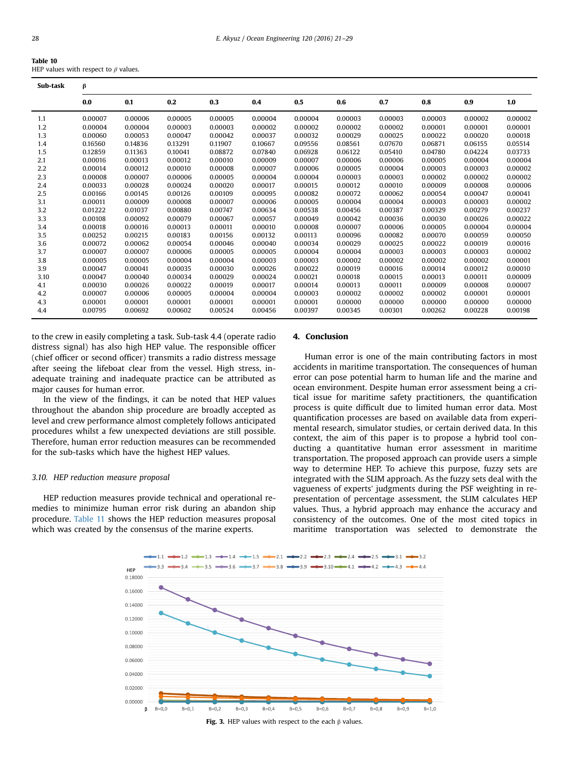**Table 10**
HEP values with respect to β values.

| Sub-task | β | | | | | | | | | | |
|---|---|---|---|---|---|---|---|---|---|---|---|
| | 0.0 | 0.1 | 0.2 | 0.3 | 0.4 | 0.5 | 0.6 | 0.7 | 0.8 | 0.9 | 1.0 |
| 1.1 | 0.00007 | 0.00006 | 0.00005 | 0.00005 | 0.00004 | 0.00004 | 0.00003 | 0.00003 | 0.00003 | 0.00002 | 0.00002 |
| 1.2 | 0.00004 | 0.00004 | 0.00003 | 0.00003 | 0.00002 | 0.00002 | 0.00002 | 0.00002 | 0.00001 | 0.00001 | 0.00001 |
| 1.3 | 0.00060 | 0.00053 | 0.00047 | 0.00042 | 0.00037 | 0.00032 | 0.00029 | 0.00025 | 0.00022 | 0.00020 | 0.00018 |
| 1.4 | 0.16560 | 0.14836 | 0.13291 | 0.11907 | 0.10667 | 0.09556 | 0.08561 | 0.07670 | 0.06871 | 0.06155 | 0.05514 |
| 1.5 | 0.12859 | 0.11363 | 0.10041 | 0.08872 | 0.07840 | 0.06928 | 0.06122 | 0.05410 | 0.04780 | 0.04224 | 0.03733 |
| 2.1 | 0.00016 | 0.00013 | 0.00012 | 0.00010 | 0.00009 | 0.00007 | 0.00006 | 0.00006 | 0.00005 | 0.00004 | 0.00004 |
| 2.2 | 0.00014 | 0.00012 | 0.00010 | 0.00008 | 0.00007 | 0.00006 | 0.00005 | 0.00004 | 0.00003 | 0.00003 | 0.00002 |
| 2.3 | 0.00008 | 0.00007 | 0.00006 | 0.00005 | 0.00004 | 0.00004 | 0.00003 | 0.00003 | 0.00002 | 0.00002 | 0.00002 |
| 2.4 | 0.00033 | 0.00028 | 0.00024 | 0.00020 | 0.00017 | 0.00015 | 0.00012 | 0.00010 | 0.00009 | 0.00008 | 0.00006 |
| 2.5 | 0.00166 | 0.00145 | 0.00126 | 0.00109 | 0.00095 | 0.00082 | 0.00072 | 0.00062 | 0.00054 | 0.00047 | 0.00041 |
| 3.1 | 0.00011 | 0.00009 | 0.00008 | 0.00007 | 0.00006 | 0.00005 | 0.00004 | 0.00004 | 0.00003 | 0.00003 | 0.00002 |
| 3.2 | 0.01222 | 0.01037 | 0.00880 | 0.00747 | 0.00634 | 0.00538 | 0.00456 | 0.00387 | 0.00329 | 0.00279 | 0.00237 |
| 3.3 | 0.00108 | 0.00092 | 0.00079 | 0.00067 | 0.00057 | 0.00049 | 0.00042 | 0.00036 | 0.00030 | 0.00026 | 0.00022 |
| 3.4 | 0.00018 | 0.00016 | 0.00013 | 0.00011 | 0.00010 | 0.00008 | 0.00007 | 0.00006 | 0.00005 | 0.00004 | 0.00004 |
| 3.5 | 0.00252 | 0.00215 | 0.00183 | 0.00156 | 0.00132 | 0.00113 | 0.00096 | 0.00082 | 0.00070 | 0.00059 | 0.00050 |
| 3.6 | 0.00072 | 0.00062 | 0.00054 | 0.00046 | 0.00040 | 0.00034 | 0.00029 | 0.00025 | 0.00022 | 0.00019 | 0.00016 |
| 3.7 | 0.00007 | 0.00007 | 0.00006 | 0.00005 | 0.00005 | 0.00004 | 0.00004 | 0.00003 | 0.00003 | 0.00003 | 0.00002 |
| 3.8 | 0.00005 | 0.00005 | 0.00004 | 0.00004 | 0.00003 | 0.00003 | 0.00002 | 0.00002 | 0.00002 | 0.00002 | 0.00001 |
| 3.9 | 0.00047 | 0.00041 | 0.00035 | 0.00030 | 0.00026 | 0.00022 | 0.00019 | 0.00016 | 0.00014 | 0.00012 | 0.00010 |
| 3.10 | 0.00047 | 0.00040 | 0.00034 | 0.00029 | 0.00024 | 0.00021 | 0.00018 | 0.00015 | 0.00013 | 0.00011 | 0.00009 |
| 4.1 | 0.00030 | 0.00026 | 0.00022 | 0.00019 | 0.00017 | 0.00014 | 0.00013 | 0.00011 | 0.00009 | 0.00008 | 0.00007 |
| 4.2 | 0.00007 | 0.00006 | 0.00005 | 0.00004 | 0.00004 | 0.00003 | 0.00002 | 0.00002 | 0.00002 | 0.00001 | 0.00001 |
| 4.3 | 0.00001 | 0.00001 | 0.00001 | 0.00001 | 0.00001 | 0.00001 | 0.00000 | 0.00000 | 0.00000 | 0.00000 | 0.00000 |
| 4.4 | 0.00795 | 0.00692 | 0.00602 | 0.00524 | 0.00456 | 0.00397 | 0.00345 | 0.00301 | 0.00262 | 0.00228 | 0.00198 |

to the crew in easily completing a task. Sub-task 4.4 (operate radio distress signal) has also high HEP value. The responsible officer (chief officer or second officer) transmits a radio distress message after seeing the lifeboat clear from the vessel. High stress, inadequate training and inadequate practice can be attributed as major causes for human error.

In the view of the findings, it can be noted that HEP values throughout the abandon ship procedure are broadly accepted as level and crew performance almost completely follows anticipated procedures whilst a few unexpected deviations are still possible. Therefore, human error reduction measures can be recommended for the sub-tasks which have the highest HEP values.

### *3.10. HEP reduction measure proposal*

HEP reduction measures provide technical and operational remedies to minimize human error risk during an abandon ship procedure. Table 11 shows the HEP reduction measures proposal which was created by the consensus of the marine experts.

## 4. Conclusion

Human error is one of the main contributing factors in most accidents in maritime transportation. The consequences of human error can pose potential harm to human life and the marine and ocean environment. Despite human error assessment being a critical issue for maritime safety practitioners, the quantification process is quite difficult due to limited human error data. Most quantification processes are based on available data from experimental research, simulator studies, or certain derived data. In this context, the aim of this paper is to propose a hybrid tool conducting a quantitative human error assessment in maritime transportation. The proposed approach can provide users a simple way to determine HEP. To achieve this purpose, fuzzy sets are integrated with the SLIM approach. As the fuzzy sets deal with the vagueness of experts' judgments during the PSF weighting in representation of percentage assessment, the SLIM calculates HEP values. Thus, a hybrid approach may enhance the accuracy and consistency of the outcomes. One of the most cited topics in maritime transportation was selected to demonstrate the

**Fig. 3.** HEP values with respect to the each β values.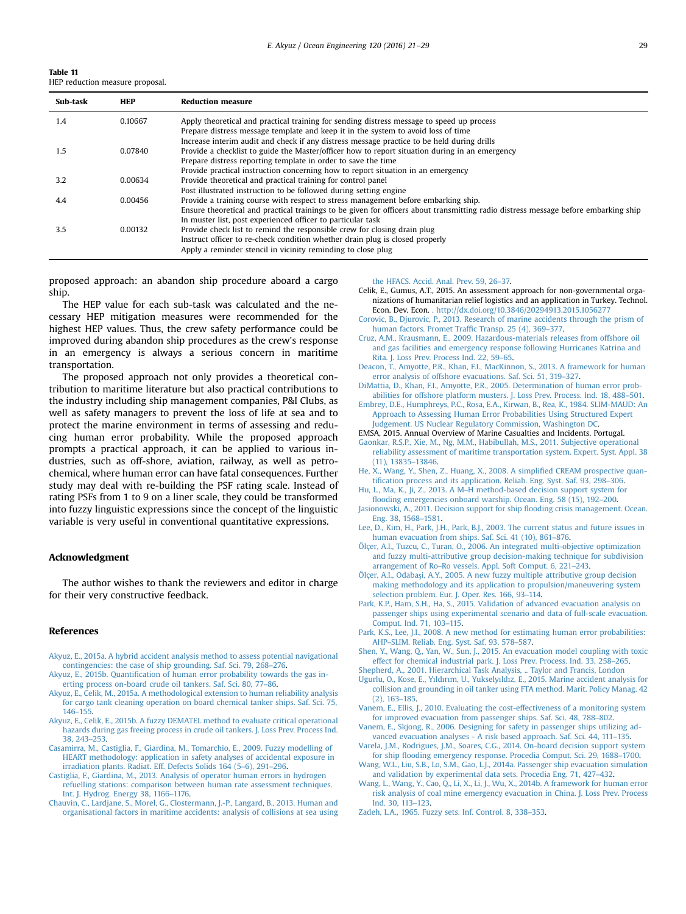Table 11
HEP reduction measure proposal.

| Sub-task | HEP | Reduction measure |
|---|---|---|
| 1.4 | 0.10667 | Apply theoretical and practical training for sending distress message to speed up process<br>Prepare distress message template and keep it in the system to avoid loss of time<br>Increase interim audit and check if any distress message practice to be held during drills |
| 1.5 | 0.07840 | Provide a checklist to guide the Master/officer how to report situation during in an emergency<br>Prepare distress reporting template in order to save the time<br>Provide practical instruction concerning how to report situation in an emergency |
| 3.2 | 0.00634 | Provide theoretical and practical training for control panel<br>Post illustrated instruction to be followed during setting engine |
| 4.4 | 0.00456 | Provide a training course with respect to stress management before embarking ship.<br>Ensure theoretical and practical trainings to be given for officers about transmitting radio distress message before embarking ship<br>In muster list, post experienced officer to particular task |
| 3.5 | 0.00132 | Provide check list to remind the responsible crew for closing drain plug<br>Instruct officer to re-check condition whether drain plug is closed properly<br>Apply a reminder stencil in vicinity reminding to close plug |

proposed approach: an abandon ship procedure aboard a cargo ship.

The HEP value for each sub-task was calculated and the necessary HEP mitigation measures were recommended for the highest HEP values. Thus, the crew safety performance could be improved during abandon ship procedures as the crew's response in an emergency is always a serious concern in maritime transportation.

The proposed approach not only provides a theoretical contribution to maritime literature but also practical contributions to the industry including ship management companies, P&I Clubs, as well as safety managers to prevent the loss of life at sea and to protect the marine environment in terms of assessing and reducing human error probability. While the proposed approach prompts a practical approach, it can be applied to various industries, such as off-shore, aviation, railway, as well as petrochemical, where human error can have fatal consequences. Further study may deal with re-building the PSF rating scale. Instead of rating PSFs from 1 to 9 on a liner scale, they could be transformed into fuzzy linguistic expressions since the concept of the linguistic variable is very useful in conventional quantitative expressions.

## Acknowledgment

The author wishes to thank the reviewers and editor in charge for their very constructive feedback.

## References

Akyuz, E., 2015a. A hybrid accident analysis method to assess potential navigational contingencies: the case of ship grounding. Saf. Sci. 79, 268–276.

Akyuz, E., 2015b. Quantification of human error probability towards the gas inerting process on-board crude oil tankers. Saf. Sci. 80, 77–86.

Akyuz, E., Celik, M., 2015a. A methodological extension to human reliability analysis for cargo tank cleaning operation on board chemical tanker ships. Saf. Sci. 75, 146–155.

Akyuz, E., Celik, E., 2015b. A fuzzy DEMATEL method to evaluate critical operational hazards during gas freeing process in crude oil tankers. J. Loss Prev. Process Ind. 38, 243–253.

Casamirra, M., Castiglia, F., Giardina, M., Tomarchio, E., 2009. Fuzzy modelling of HEART methodology: application in safety analyses of accidental exposure in irradiation plants. Radiat. Eff. Defects Solids 164 (5–6), 291–296.

Castiglia, F., Giardina, M., 2013. Analysis of operator human errors in hydrogen refuelling stations: comparison between human rate assessment techniques. Int. J. Hydrog. Energy 38, 1166–1176.

Chauvin, C., Lardjane, S., Morel, G., Clostermann, J.-P., Langard, B., 2013. Human and organisational factors in maritime accidents: analysis of collisions at sea using the HFACS. Accid. Anal. Prev. 59, 26–37.

Celik, E., Gumus, A.T., 2015. An assessment approach for non-governmental organizations of humanitarian relief logistics and an application in Turkey. Technol. Econ. Dev. Econ. . http://dx.doi.org/10.3846/20294913.2015.1056277

Corovic, B., Djurovic, P., 2013. Research of marine accidents through the prism of human factors. Promet Traffic Transp. 25 (4), 369–377.

Cruz, A.M., Krausmann, E., 2009. Hazardous-materials releases from offshore oil and gas facilities and emergency response following Hurricanes Katrina and Rita. J. Loss Prev. Process Ind. 22, 59–65.

Deacon, T., Amyotte, P.R., Khan, F.I., MacKinnon, S., 2013. A framework for human error analysis of offshore evacuations. Saf. Sci. 51, 319–327.

DiMattia, D., Khan, F.I., Amyotte, P.R., 2005. Determination of human error probabilities for offshore platform musters. J. Loss Prev. Process. Ind. 18, 488–501.

Embrey, D.E., Humphreys, P.C., Rosa, E.A., Kirwan, B., Rea, K., 1984. SLIM-MAUD: An Approach to Assessing Human Error Probabilities Using Structured Expert Judgement. US Nuclear Regulatory Commission, Washington DC.

EMSA, 2015. Annual Overview of Marine Casualties and Incidents. Portugal.

Gaonkar, R.S.P., Xie, M., Ng, M.M., Habibullah, M.S., 2011. Subjective operational reliability assessment of maritime transportation system. Expert. Syst. Appl. 38 (11), 13835–13846.

He, X., Wang, Y., Shen, Z., Huang, X., 2008. A simplified CREAM prospective quantification process and its application. Reliab. Eng. Syst. Saf. 93, 298–306.

Hu, L., Ma, K., Ji, Z., 2013. A M–H method-based decision support system for flooding emergencies onboard warship. Ocean. Eng. 58 (15), 192–200.

Jasionowski, A., 2011. Decision support for ship flooding crisis management. Ocean. Eng. 38, 1568–1581.

Lee, D., Kim, H., Park, J.H., Park, B.J., 2003. The current status and future issues in human evacuation from ships. Saf. Sci. 41 (10), 861–876.

Ölçer, A.I., Tuzcu, C., Turan, O., 2006. An integrated multi-objective optimization and fuzzy multi-attributive group decision-making technique for subdivision arrangement of Ro–Ro vessels. Appl. Soft Comput. 6, 221–243.

Ölçer, A.I., Odabaşi, A.Y., 2005. A new fuzzy multiple attributive group decision making methodology and its application to propulsion/maneuvering system selection problem. Eur. J. Oper. Res. 166, 93–114.

Park, K.P., Ham, S.H., Ha, S., 2015. Validation of advanced evacuation analysis on passenger ships using experimental scenario and data of full-scale evacuation. Comput. Ind. 71, 103–115.

Park, K.S., Lee, J.I., 2008. A new method for estimating human error probabilities: AHP–SLIM. Reliab. Eng. Syst. Saf. 93, 578–587.

Shen, Y., Wang, Q., Yan, W., Sun, J., 2015. An evacuation model coupling with toxic effect for chemical industrial park. J. Loss Prev. Process. Ind. 33, 258–265.

Shepherd, A., 2001. Hierarchical Task Analysis, .. Taylor and Francis, London

Ugurlu, O., Kose, E., Yıldırım, U., Yukselyıldız, E., 2015. Marine accident analysis for collision and grounding in oil tanker using FTA method. Marit. Policy Manag. 42 (2), 163–185.

Vanem, E., Ellis, J., 2010. Evaluating the cost-effectiveness of a monitoring system for improved evacuation from passenger ships. Saf. Sci. 48, 788–802.

Vanem, E., Skjong, R., 2006. Designing for safety in passenger ships utilizing advanced evacuation analyses - A risk based approach. Saf. Sci. 44, 111–135.

Varela, J.M., Rodrigues, J.M., Soares, C.G., 2014. On-board decision support system for ship flooding emergency response. Procedia Comput. Sci. 29, 1688–1700.

Wang, W.L., Liu, S.B., Lo, S.M., Gao, L.J., 2014a. Passenger ship evacuation simulation and validation by experimental data sets. Procedia Eng. 71, 427–432.

Wang, L., Wang, Y., Cao, Q., Li, X., Li, J., Wu, X., 2014b. A framework for human error risk analysis of coal mine emergency evacuation in China. J. Loss Prev. Process Ind. 30, 113–123.

Zadeh, L.A., 1965. Fuzzy sets. Inf. Control. 8, 338–353.